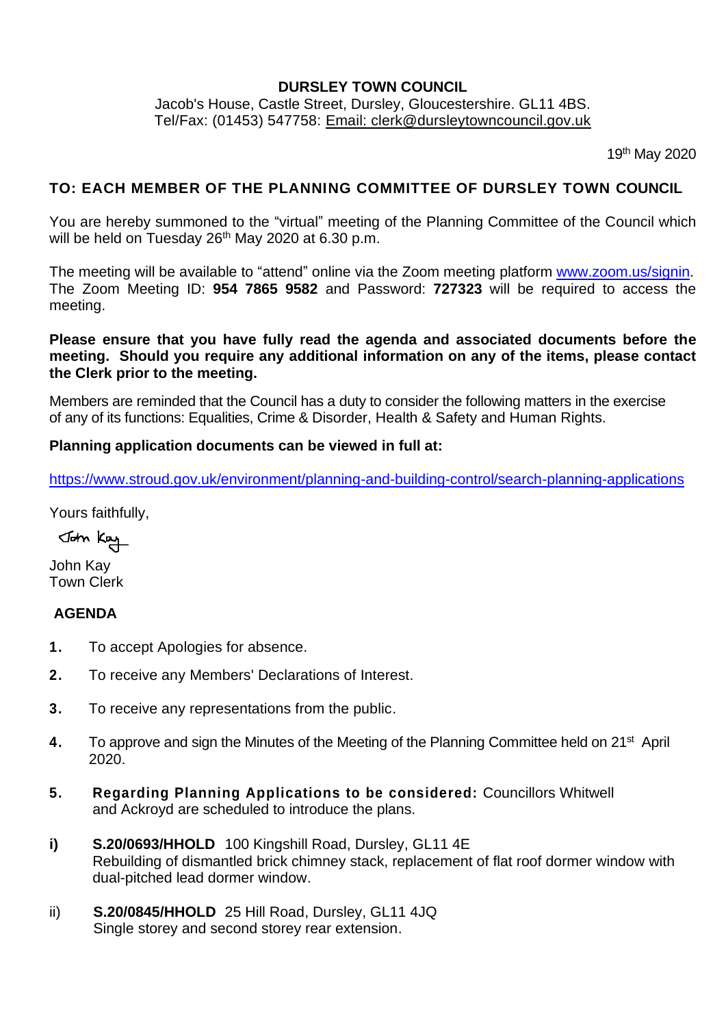**DURSLEY TOWN COUNCIL**

Jacob's House, Castle Street, Dursley, Gloucestershire. GL11 4BS.
Tel/Fax: (01453) 547758: Email: clerk@dursleytowncouncil.gov.uk

19th May 2020

**TO: EACH MEMBER OF THE PLANNING COMMITTEE OF DURSLEY TOWN COUNCIL**

You are hereby summoned to the "virtual" meeting of the Planning Committee of the Council which will be held on Tuesday 26th May 2020 at 6.30 p.m.

The meeting will be available to "attend" online via the Zoom meeting platform www.zoom.us/signin. The Zoom Meeting ID: **954 7865 9582** and Password: **727323** will be required to access the meeting.

**Please ensure that you have fully read the agenda and associated documents before the meeting. Should you require any additional information on any of the items, please contact the Clerk prior to the meeting.**

Members are reminded that the Council has a duty to consider the following matters in the exercise of any of its functions: Equalities, Crime & Disorder, Health & Safety and Human Rights.

**Planning application documents can be viewed in full at:**

https://www.stroud.gov.uk/environment/planning-and-building-control/search-planning-applications

Yours faithfully,

John Kay

John Kay
Town Clerk

**AGENDA**

1. To accept Apologies for absence.
2. To receive any Members' Declarations of Interest.
3. To receive any representations from the public.
4. To approve and sign the Minutes of the Meeting of the Planning Committee held on 21st April 2020.
5. **Regarding Planning Applications to be considered:** Councillors Whitwell and Ackroyd are scheduled to introduce the plans.

**i)** **S.20/0693/HHOLD** 100 Kingshill Road, Dursley, GL11 4E
Rebuilding of dismantled brick chimney stack, replacement of flat roof dormer window with dual-pitched lead dormer window.

ii) **S.20/0845/HHOLD** 25 Hill Road, Dursley, GL11 4JQ
Single storey and second storey rear extension.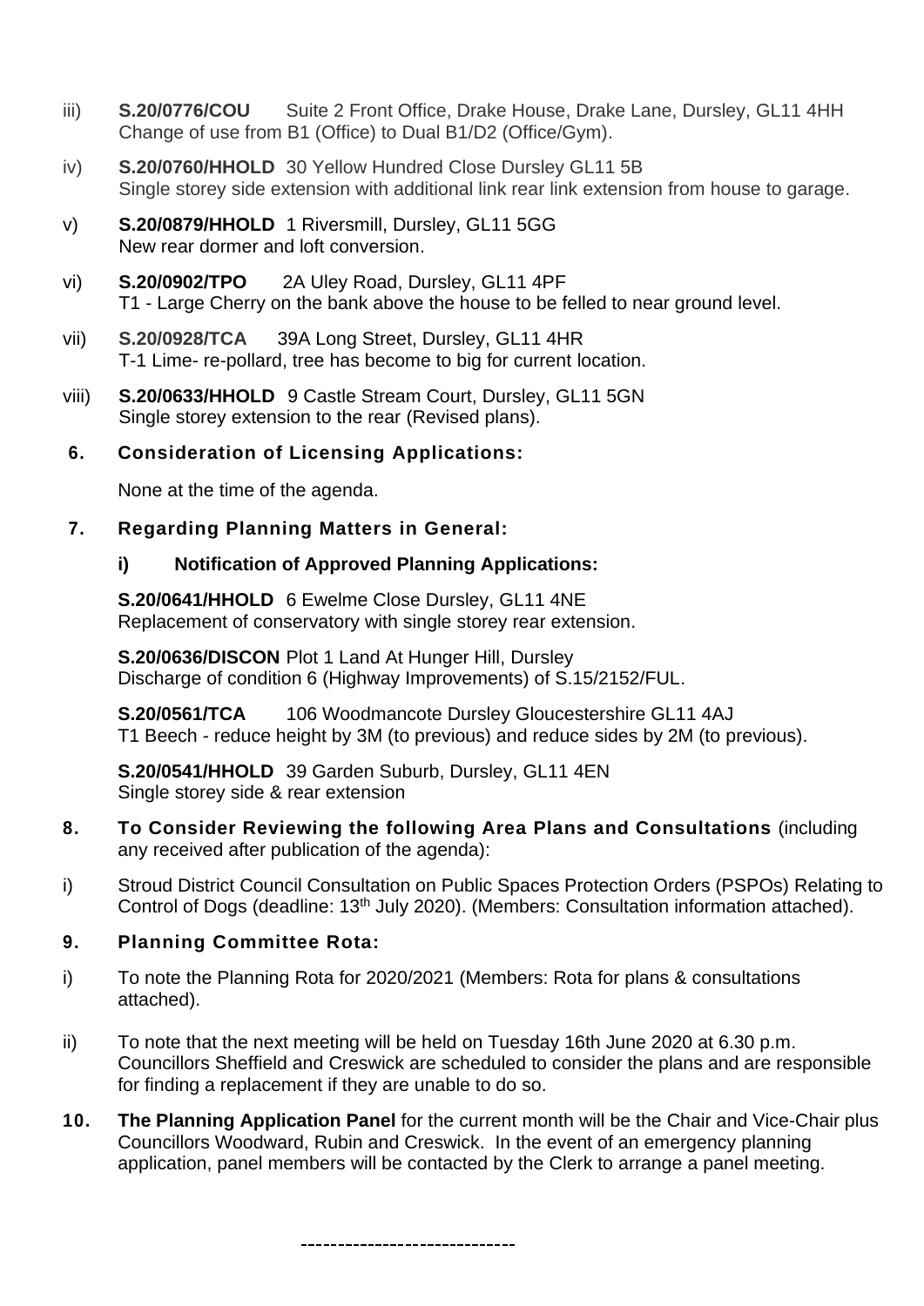iii) **S.20/0776/COU** Suite 2 Front Office, Drake House, Drake Lane, Dursley, GL11 4HH
Change of use from B1 (Office) to Dual B1/D2 (Office/Gym).

iv) **S.20/0760/HHOLD** 30 Yellow Hundred Close Dursley GL11 5B
Single storey side extension with additional link rear link extension from house to garage.

v) **S.20/0879/HHOLD** 1 Riversmill, Dursley, GL11 5GG
New rear dormer and loft conversion.

vi) **S.20/0902/TPO** 2A Uley Road, Dursley, GL11 4PF
T1 - Large Cherry on the bank above the house to be felled to near ground level.

vii) **S.20/0928/TCA** 39A Long Street, Dursley, GL11 4HR
T-1 Lime- re-pollard, tree has become to big for current location.

viii) **S.20/0633/HHOLD** 9 Castle Stream Court, Dursley, GL11 5GN
Single storey extension to the rear (Revised plans).

**6. Consideration of Licensing Applications:**

None at the time of the agenda.

**7. Regarding Planning Matters in General:**

**i) Notification of Approved Planning Applications:**

**S.20/0641/HHOLD** 6 Ewelme Close Dursley, GL11 4NE
Replacement of conservatory with single storey rear extension.

**S.20/0636/DISCON** Plot 1 Land At Hunger Hill, Dursley
Discharge of condition 6 (Highway Improvements) of S.15/2152/FUL.

**S.20/0561/TCA** 106 Woodmancote Dursley Gloucestershire GL11 4AJ
T1 Beech - reduce height by 3M (to previous) and reduce sides by 2M (to previous).

**S.20/0541/HHOLD** 39 Garden Suburb, Dursley, GL11 4EN
Single storey side & rear extension

**8. To Consider Reviewing the following Area Plans and Consultations** (including any received after publication of the agenda):

i) Stroud District Council Consultation on Public Spaces Protection Orders (PSPOs) Relating to Control of Dogs (deadline: 13th July 2020). (Members: Consultation information attached).

**9. Planning Committee Rota:**

i) To note the Planning Rota for 2020/2021 (Members: Rota for plans & consultations attached).

ii) To note that the next meeting will be held on Tuesday 16th June 2020 at 6.30 p.m. Councillors Sheffield and Creswick are scheduled to consider the plans and are responsible for finding a replacement if they are unable to do so.

**10. The Planning Application Panel** for the current month will be the Chair and Vice-Chair plus Councillors Woodward, Rubin and Creswick. In the event of an emergency planning application, panel members will be contacted by the Clerk to arrange a panel meeting.

-----------------------------